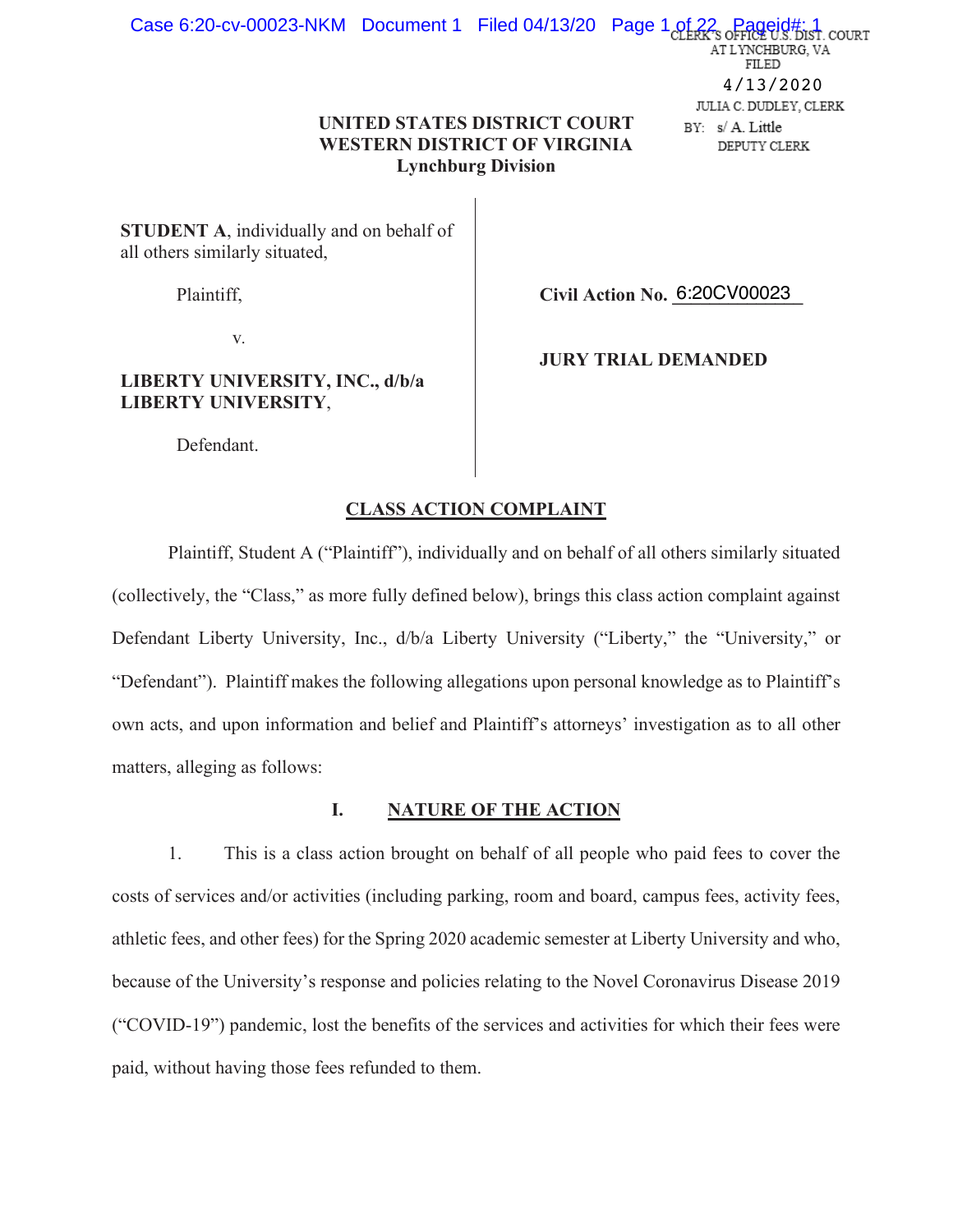CLERK'S OFFICE U.S. DIST. COURT
AT LYNCHBURG, VA
FILED
4/13/2020
JULIA C. DUDLEY, CLERK
BY: s/ A. Little
DEPUTY CLERK

**UNITED STATES DISTRICT COURT**
**WESTERN DISTRICT OF VIRGINIA**
**Lynchburg Division**

**STUDENT A**, individually and on behalf of all others similarly situated,

Plaintiff,

v.

**LIBERTY UNIVERSITY, INC., d/b/a LIBERTY UNIVERSITY**,

Defendant.

**Civil Action No.** 6:20CV00023

**JURY TRIAL DEMANDED**

## CLASS ACTION COMPLAINT

Plaintiff, Student A ("Plaintiff"), individually and on behalf of all others similarly situated (collectively, the "Class," as more fully defined below), brings this class action complaint against Defendant Liberty University, Inc., d/b/a Liberty University ("Liberty," the "University," or "Defendant"). Plaintiff makes the following allegations upon personal knowledge as to Plaintiff's own acts, and upon information and belief and Plaintiff's attorneys' investigation as to all other matters, alleging as follows:

## I. NATURE OF THE ACTION

1. This is a class action brought on behalf of all people who paid fees to cover the costs of services and/or activities (including parking, room and board, campus fees, activity fees, athletic fees, and other fees) for the Spring 2020 academic semester at Liberty University and who, because of the University's response and policies relating to the Novel Coronavirus Disease 2019 ("COVID-19") pandemic, lost the benefits of the services and activities for which their fees were paid, without having those fees refunded to them.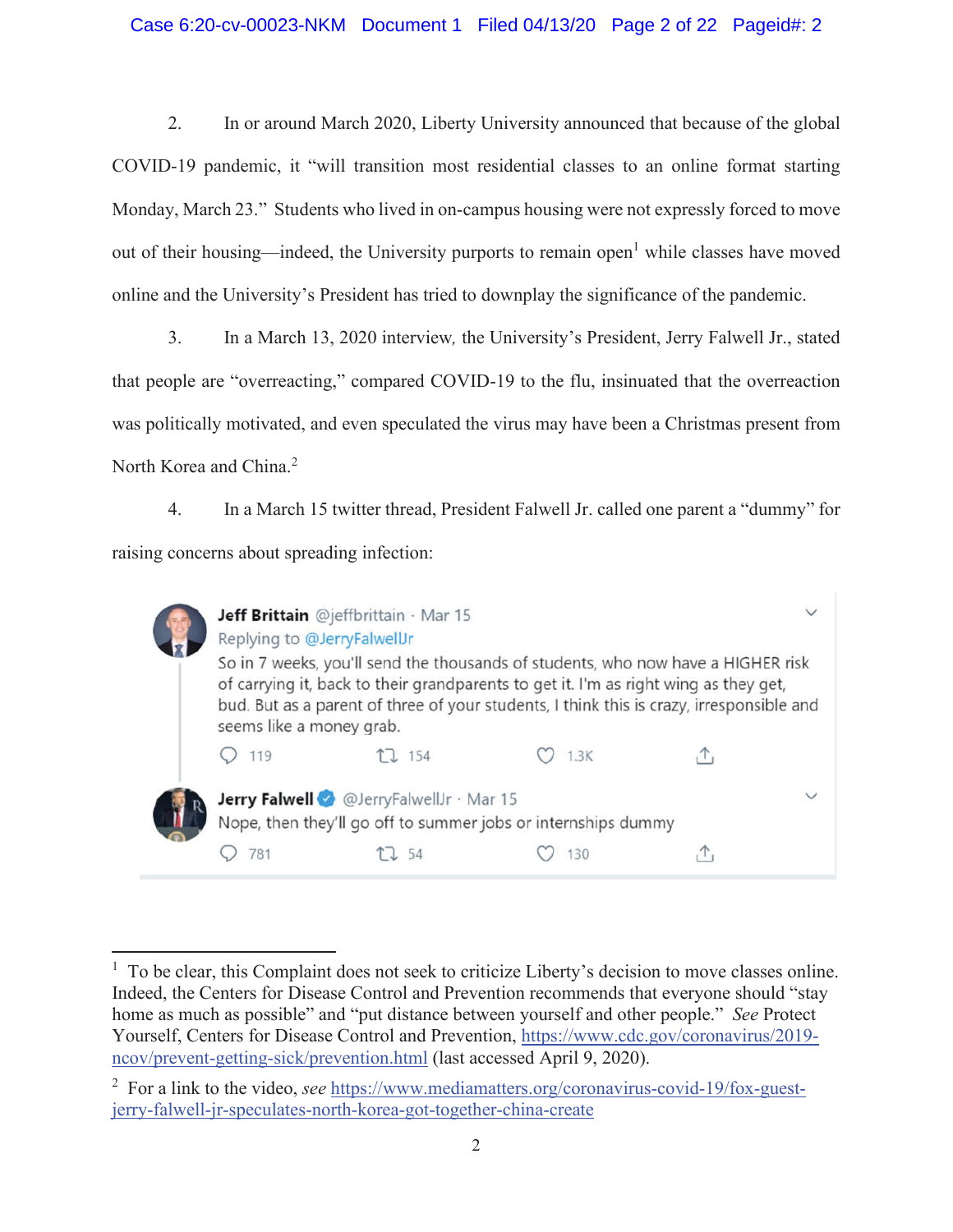2. In or around March 2020, Liberty University announced that because of the global COVID-19 pandemic, it "will transition most residential classes to an online format starting Monday, March 23." Students who lived in on-campus housing were not expressly forced to move out of their housing—indeed, the University purports to remain open[1] while classes have moved online and the University's President has tried to downplay the significance of the pandemic.

3. In a March 13, 2020 interview, the University's President, Jerry Falwell Jr., stated that people are "overreacting," compared COVID-19 to the flu, insinuated that the overreaction was politically motivated, and even speculated the virus may have been a Christmas present from North Korea and China.[2]

4. In a March 15 twitter thread, President Falwell Jr. called one parent a "dummy" for raising concerns about spreading infection:

> **Jeff Brittain** @jeffbrittain · Mar 15
> Replying to @JerryFalwellJr
> So in 7 weeks, you'll send the thousands of students, who now have a HIGHER risk of carrying it, back to their grandparents to get it. I'm as right wing as they get, bud. But as a parent of three of your students, I think this is crazy, irresponsible and seems like a money grab.
> 119 · 154 · 1.3K
>
> **Jerry Falwell** @JerryFalwellJr · Mar 15
> Nope, then they'll go off to summer jobs or internships dummy
> 781 · 54 · 130

---

[1] To be clear, this Complaint does not seek to criticize Liberty's decision to move classes online. Indeed, the Centers for Disease Control and Prevention recommends that everyone should "stay home as much as possible" and "put distance between yourself and other people." *See* Protect Yourself, Centers for Disease Control and Prevention, https://www.cdc.gov/coronavirus/2019-ncov/prevent-getting-sick/prevention.html (last accessed April 9, 2020).

[2] For a link to the video, *see* https://www.mediamatters.org/coronavirus-covid-19/fox-guest-jerry-falwell-jr-speculates-north-korea-got-together-china-create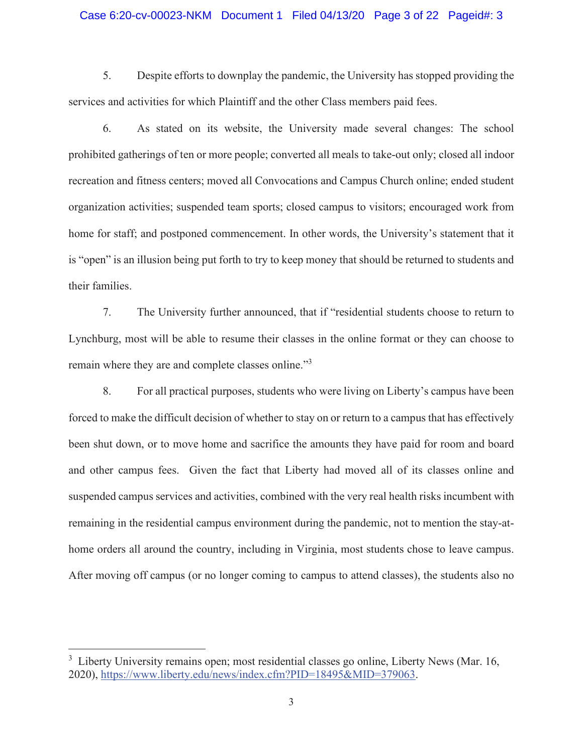5. Despite efforts to downplay the pandemic, the University has stopped providing the services and activities for which Plaintiff and the other Class members paid fees.

6. As stated on its website, the University made several changes: The school prohibited gatherings of ten or more people; converted all meals to take-out only; closed all indoor recreation and fitness centers; moved all Convocations and Campus Church online; ended student organization activities; suspended team sports; closed campus to visitors; encouraged work from home for staff; and postponed commencement. In other words, the University's statement that it is "open" is an illusion being put forth to try to keep money that should be returned to students and their families.

7. The University further announced, that if "residential students choose to return to Lynchburg, most will be able to resume their classes in the online format or they can choose to remain where they are and complete classes online."[3]

8. For all practical purposes, students who were living on Liberty's campus have been forced to make the difficult decision of whether to stay on or return to a campus that has effectively been shut down, or to move home and sacrifice the amounts they have paid for room and board and other campus fees. Given the fact that Liberty had moved all of its classes online and suspended campus services and activities, combined with the very real health risks incumbent with remaining in the residential campus environment during the pandemic, not to mention the stay-at-home orders all around the country, including in Virginia, most students chose to leave campus. After moving off campus (or no longer coming to campus to attend classes), the students also no

---

[3] Liberty University remains open; most residential classes go online, Liberty News (Mar. 16, 2020), https://www.liberty.edu/news/index.cfm?PID=18495&MID=379063.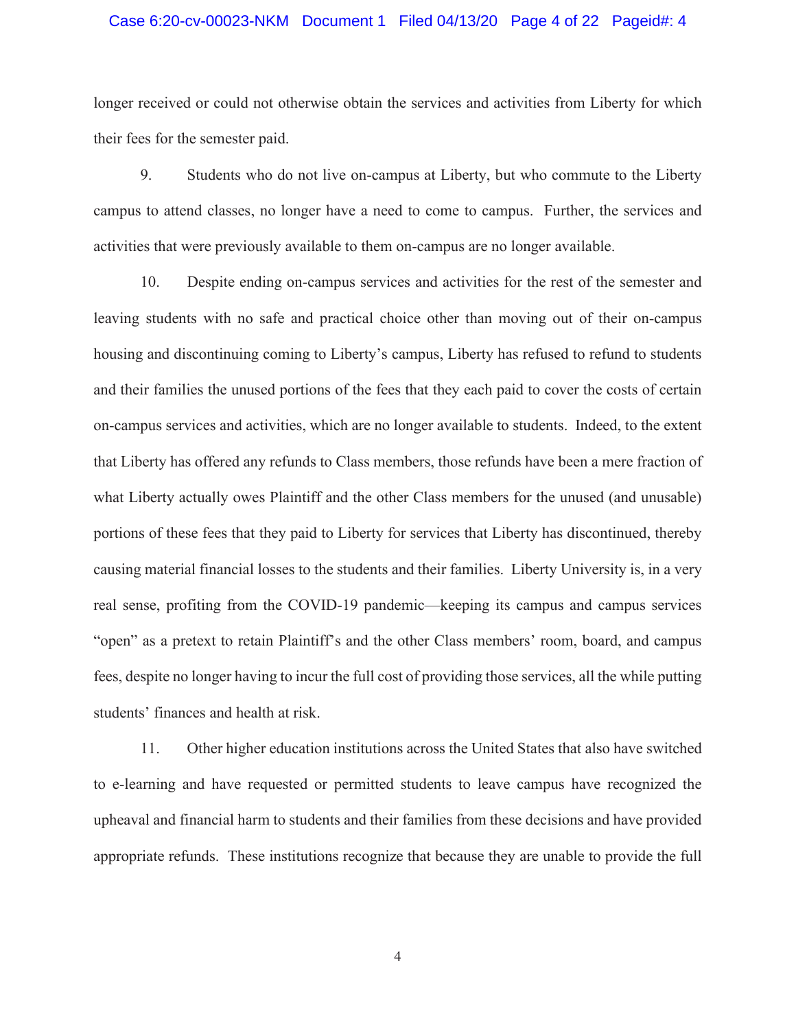longer received or could not otherwise obtain the services and activities from Liberty for which their fees for the semester paid.

9. Students who do not live on-campus at Liberty, but who commute to the Liberty campus to attend classes, no longer have a need to come to campus. Further, the services and activities that were previously available to them on-campus are no longer available.

10. Despite ending on-campus services and activities for the rest of the semester and leaving students with no safe and practical choice other than moving out of their on-campus housing and discontinuing coming to Liberty's campus, Liberty has refused to refund to students and their families the unused portions of the fees that they each paid to cover the costs of certain on-campus services and activities, which are no longer available to students. Indeed, to the extent that Liberty has offered any refunds to Class members, those refunds have been a mere fraction of what Liberty actually owes Plaintiff and the other Class members for the unused (and unusable) portions of these fees that they paid to Liberty for services that Liberty has discontinued, thereby causing material financial losses to the students and their families. Liberty University is, in a very real sense, profiting from the COVID-19 pandemic—keeping its campus and campus services "open" as a pretext to retain Plaintiff's and the other Class members' room, board, and campus fees, despite no longer having to incur the full cost of providing those services, all the while putting students' finances and health at risk.

11. Other higher education institutions across the United States that also have switched to e-learning and have requested or permitted students to leave campus have recognized the upheaval and financial harm to students and their families from these decisions and have provided appropriate refunds. These institutions recognize that because they are unable to provide the full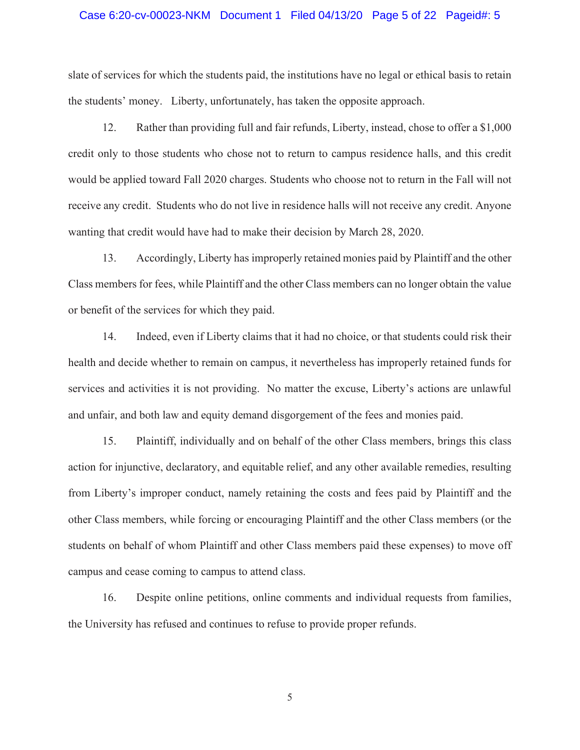slate of services for which the students paid, the institutions have no legal or ethical basis to retain the students' money. Liberty, unfortunately, has taken the opposite approach.

12. Rather than providing full and fair refunds, Liberty, instead, chose to offer a $1,000 credit only to those students who chose not to return to campus residence halls, and this credit would be applied toward Fall 2020 charges. Students who choose not to return in the Fall will not receive any credit. Students who do not live in residence halls will not receive any credit. Anyone wanting that credit would have had to make their decision by March 28, 2020.

13. Accordingly, Liberty has improperly retained monies paid by Plaintiff and the other Class members for fees, while Plaintiff and the other Class members can no longer obtain the value or benefit of the services for which they paid.

14. Indeed, even if Liberty claims that it had no choice, or that students could risk their health and decide whether to remain on campus, it nevertheless has improperly retained funds for services and activities it is not providing. No matter the excuse, Liberty's actions are unlawful and unfair, and both law and equity demand disgorgement of the fees and monies paid.

15. Plaintiff, individually and on behalf of the other Class members, brings this class action for injunctive, declaratory, and equitable relief, and any other available remedies, resulting from Liberty's improper conduct, namely retaining the costs and fees paid by Plaintiff and the other Class members, while forcing or encouraging Plaintiff and the other Class members (or the students on behalf of whom Plaintiff and other Class members paid these expenses) to move off campus and cease coming to campus to attend class.

16. Despite online petitions, online comments and individual requests from families, the University has refused and continues to refuse to provide proper refunds.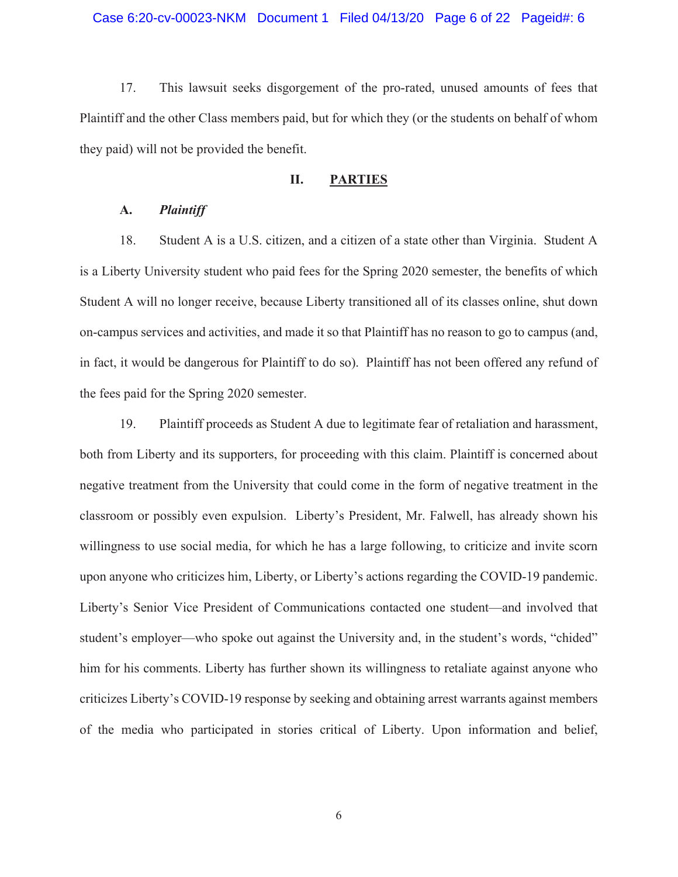17. This lawsuit seeks disgorgement of the pro-rated, unused amounts of fees that Plaintiff and the other Class members paid, but for which they (or the students on behalf of whom they paid) will not be provided the benefit.

## II. PARTIES

### A. *Plaintiff*

18. Student A is a U.S. citizen, and a citizen of a state other than Virginia. Student A is a Liberty University student who paid fees for the Spring 2020 semester, the benefits of which Student A will no longer receive, because Liberty transitioned all of its classes online, shut down on-campus services and activities, and made it so that Plaintiff has no reason to go to campus (and, in fact, it would be dangerous for Plaintiff to do so). Plaintiff has not been offered any refund of the fees paid for the Spring 2020 semester.

19. Plaintiff proceeds as Student A due to legitimate fear of retaliation and harassment, both from Liberty and its supporters, for proceeding with this claim. Plaintiff is concerned about negative treatment from the University that could come in the form of negative treatment in the classroom or possibly even expulsion. Liberty's President, Mr. Falwell, has already shown his willingness to use social media, for which he has a large following, to criticize and invite scorn upon anyone who criticizes him, Liberty, or Liberty's actions regarding the COVID-19 pandemic. Liberty's Senior Vice President of Communications contacted one student—and involved that student's employer—who spoke out against the University and, in the student's words, "chided" him for his comments. Liberty has further shown its willingness to retaliate against anyone who criticizes Liberty's COVID-19 response by seeking and obtaining arrest warrants against members of the media who participated in stories critical of Liberty. Upon information and belief,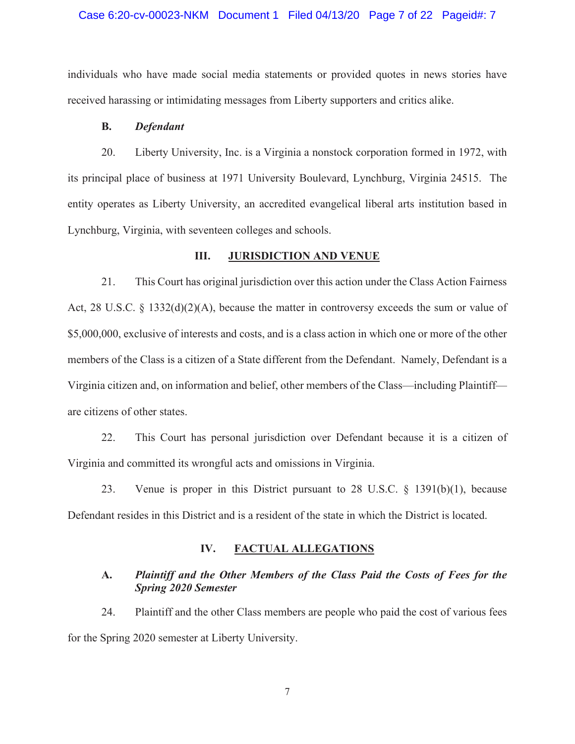individuals who have made social media statements or provided quotes in news stories have received harassing or intimidating messages from Liberty supporters and critics alike.

**B. *Defendant***

20. Liberty University, Inc. is a Virginia a nonstock corporation formed in 1972, with its principal place of business at 1971 University Boulevard, Lynchburg, Virginia 24515. The entity operates as Liberty University, an accredited evangelical liberal arts institution based in Lynchburg, Virginia, with seventeen colleges and schools.

## III. JURISDICTION AND VENUE

21. This Court has original jurisdiction over this action under the Class Action Fairness Act, 28 U.S.C. § 1332(d)(2)(A), because the matter in controversy exceeds the sum or value of $5,000,000, exclusive of interests and costs, and is a class action in which one or more of the other members of the Class is a citizen of a State different from the Defendant. Namely, Defendant is a Virginia citizen and, on information and belief, other members of the Class—including Plaintiff—are citizens of other states.

22. This Court has personal jurisdiction over Defendant because it is a citizen of Virginia and committed its wrongful acts and omissions in Virginia.

23. Venue is proper in this District pursuant to 28 U.S.C. § 1391(b)(1), because Defendant resides in this District and is a resident of the state in which the District is located.

## IV. FACTUAL ALLEGATIONS

**A. *Plaintiff and the Other Members of the Class Paid the Costs of Fees for the Spring 2020 Semester***

24. Plaintiff and the other Class members are people who paid the cost of various fees for the Spring 2020 semester at Liberty University.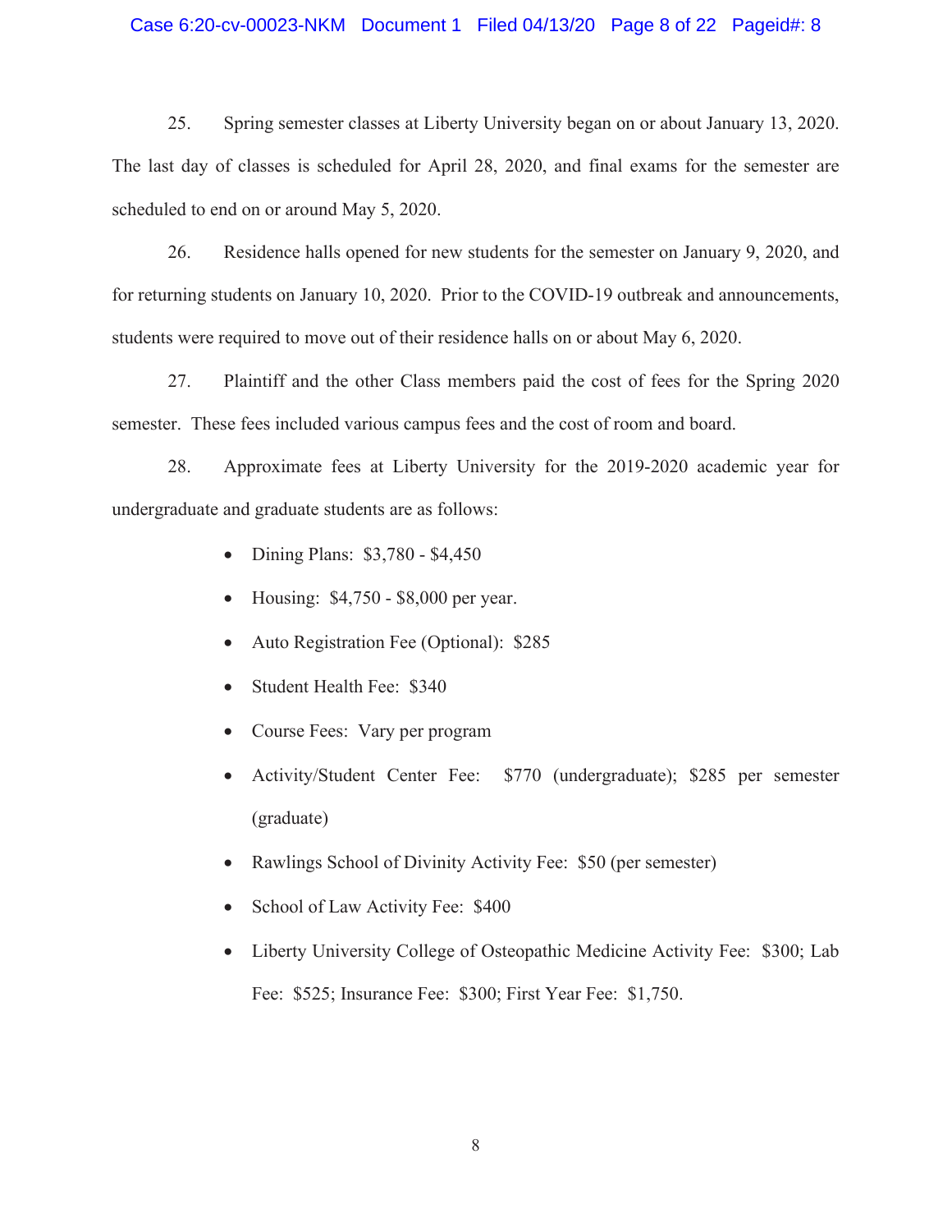25. Spring semester classes at Liberty University began on or about January 13, 2020. The last day of classes is scheduled for April 28, 2020, and final exams for the semester are scheduled to end on or around May 5, 2020.

26. Residence halls opened for new students for the semester on January 9, 2020, and for returning students on January 10, 2020. Prior to the COVID-19 outbreak and announcements, students were required to move out of their residence halls on or about May 6, 2020.

27. Plaintiff and the other Class members paid the cost of fees for the Spring 2020 semester. These fees included various campus fees and the cost of room and board.

28. Approximate fees at Liberty University for the 2019-2020 academic year for undergraduate and graduate students are as follows:

- Dining Plans: $3,780 - $4,450
- Housing: $4,750 - $8,000 per year.
- Auto Registration Fee (Optional): $285
- Student Health Fee: $340
- Course Fees: Vary per program
- Activity/Student Center Fee: $770 (undergraduate); $285 per semester (graduate)
- Rawlings School of Divinity Activity Fee: $50 (per semester)
- School of Law Activity Fee: $400
- Liberty University College of Osteopathic Medicine Activity Fee: $300; Lab Fee: $525; Insurance Fee: $300; First Year Fee: $1,750.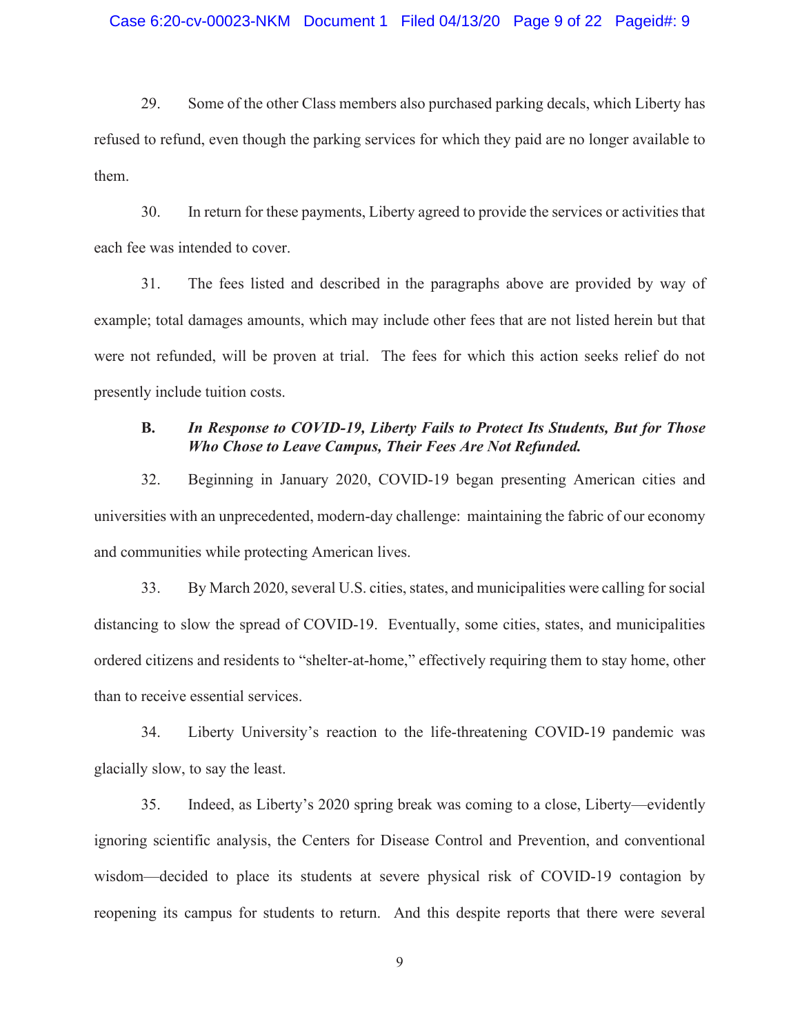29. Some of the other Class members also purchased parking decals, which Liberty has refused to refund, even though the parking services for which they paid are no longer available to them.

30. In return for these payments, Liberty agreed to provide the services or activities that each fee was intended to cover.

31. The fees listed and described in the paragraphs above are provided by way of example; total damages amounts, which may include other fees that are not listed herein but that were not refunded, will be proven at trial. The fees for which this action seeks relief do not presently include tuition costs.

### B. *In Response to COVID-19, Liberty Fails to Protect Its Students, But for Those Who Chose to Leave Campus, Their Fees Are Not Refunded.*

32. Beginning in January 2020, COVID-19 began presenting American cities and universities with an unprecedented, modern-day challenge: maintaining the fabric of our economy and communities while protecting American lives.

33. By March 2020, several U.S. cities, states, and municipalities were calling for social distancing to slow the spread of COVID-19. Eventually, some cities, states, and municipalities ordered citizens and residents to "shelter-at-home," effectively requiring them to stay home, other than to receive essential services.

34. Liberty University's reaction to the life-threatening COVID-19 pandemic was glacially slow, to say the least.

35. Indeed, as Liberty's 2020 spring break was coming to a close, Liberty—evidently ignoring scientific analysis, the Centers for Disease Control and Prevention, and conventional wisdom—decided to place its students at severe physical risk of COVID-19 contagion by reopening its campus for students to return. And this despite reports that there were several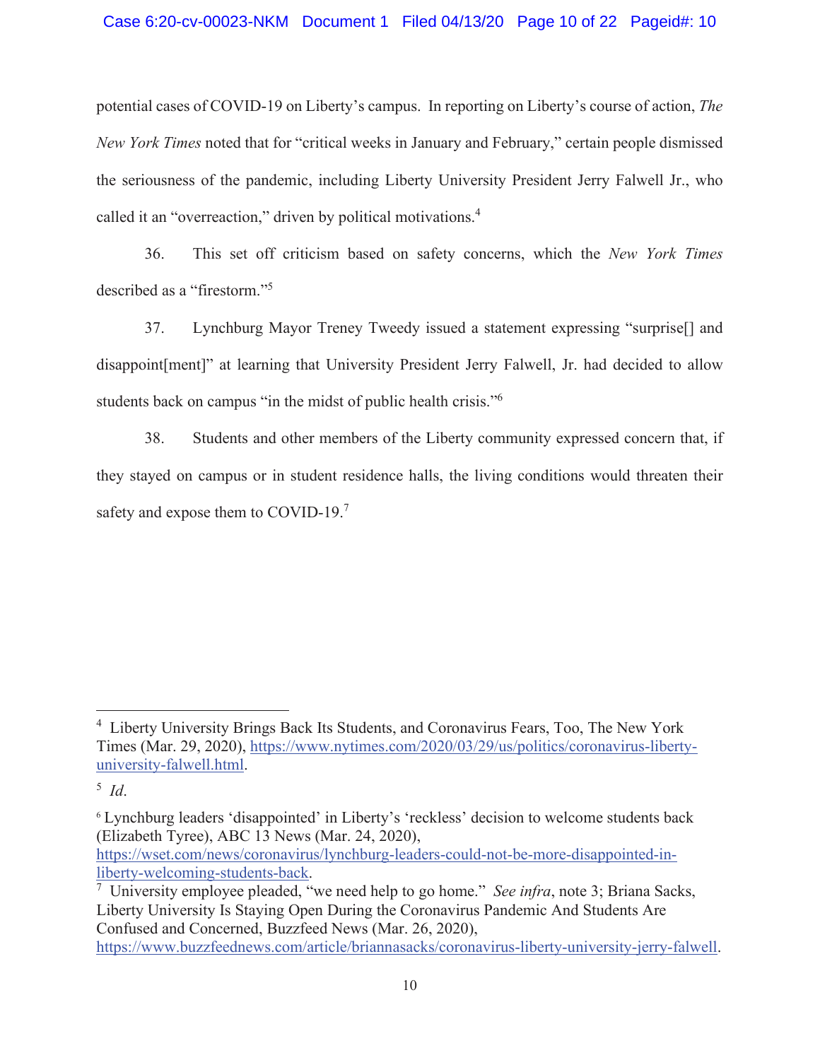potential cases of COVID-19 on Liberty's campus. In reporting on Liberty's course of action, *The New York Times* noted that for "critical weeks in January and February," certain people dismissed the seriousness of the pandemic, including Liberty University President Jerry Falwell Jr., who called it an "overreaction," driven by political motivations.[4]

36. This set off criticism based on safety concerns, which the *New York Times* described as a "firestorm."[5]

37. Lynchburg Mayor Treney Tweedy issued a statement expressing "surprise[] and disappoint[ment]" at learning that University President Jerry Falwell, Jr. had decided to allow students back on campus "in the midst of public health crisis."[6]

38. Students and other members of the Liberty community expressed concern that, if they stayed on campus or in student residence halls, the living conditions would threaten their safety and expose them to COVID-19.[7]

---

[4] Liberty University Brings Back Its Students, and Coronavirus Fears, Too, The New York Times (Mar. 29, 2020), https://www.nytimes.com/2020/03/29/us/politics/coronavirus-liberty-university-falwell.html.

[5] *Id*.

[6] Lynchburg leaders 'disappointed' in Liberty's 'reckless' decision to welcome students back (Elizabeth Tyree), ABC 13 News (Mar. 24, 2020), https://wset.com/news/coronavirus/lynchburg-leaders-could-not-be-more-disappointed-in-liberty-welcoming-students-back.

[7] University employee pleaded, "we need help to go home." *See infra*, note 3; Briana Sacks, Liberty University Is Staying Open During the Coronavirus Pandemic And Students Are Confused and Concerned, Buzzfeed News (Mar. 26, 2020), https://www.buzzfeednews.com/article/briannasacks/coronavirus-liberty-university-jerry-falwell.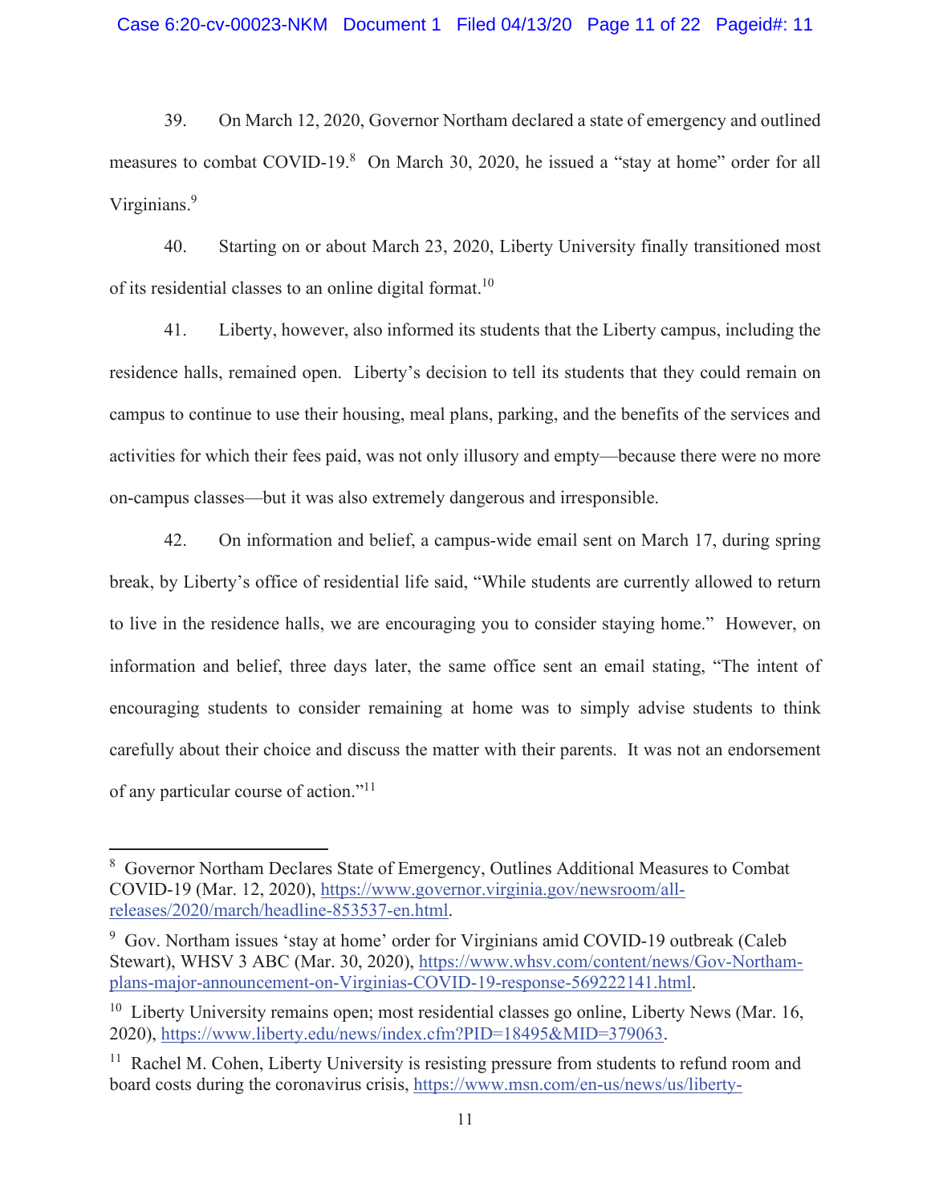39. On March 12, 2020, Governor Northam declared a state of emergency and outlined measures to combat COVID-19.[8] On March 30, 2020, he issued a "stay at home" order for all Virginians.[9]

40. Starting on or about March 23, 2020, Liberty University finally transitioned most of its residential classes to an online digital format.[10]

41. Liberty, however, also informed its students that the Liberty campus, including the residence halls, remained open. Liberty's decision to tell its students that they could remain on campus to continue to use their housing, meal plans, parking, and the benefits of the services and activities for which their fees paid, was not only illusory and empty—because there were no more on-campus classes—but it was also extremely dangerous and irresponsible.

42. On information and belief, a campus-wide email sent on March 17, during spring break, by Liberty's office of residential life said, "While students are currently allowed to return to live in the residence halls, we are encouraging you to consider staying home." However, on information and belief, three days later, the same office sent an email stating, "The intent of encouraging students to consider remaining at home was to simply advise students to think carefully about their choice and discuss the matter with their parents. It was not an endorsement of any particular course of action."[11]

---

[8] Governor Northam Declares State of Emergency, Outlines Additional Measures to Combat COVID-19 (Mar. 12, 2020), https://www.governor.virginia.gov/newsroom/all-releases/2020/march/headline-853537-en.html.

[9] Gov. Northam issues 'stay at home' order for Virginians amid COVID-19 outbreak (Caleb Stewart), WHSV 3 ABC (Mar. 30, 2020), https://www.whsv.com/content/news/Gov-Northam-plans-major-announcement-on-Virginias-COVID-19-response-569222141.html.

[10] Liberty University remains open; most residential classes go online, Liberty News (Mar. 16, 2020), https://www.liberty.edu/news/index.cfm?PID=18495&MID=379063.

[11] Rachel M. Cohen, Liberty University is resisting pressure from students to refund room and board costs during the coronavirus crisis, https://www.msn.com/en-us/news/us/liberty-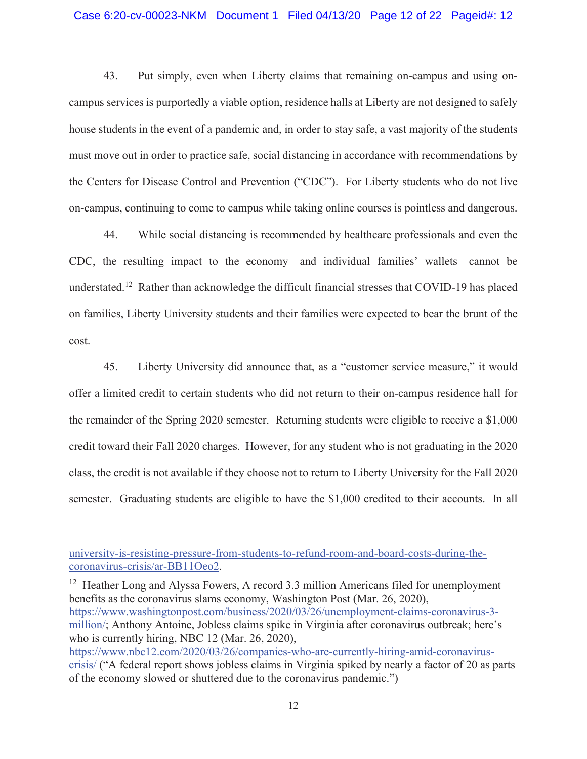43. Put simply, even when Liberty claims that remaining on-campus and using on-campus services is purportedly a viable option, residence halls at Liberty are not designed to safely house students in the event of a pandemic and, in order to stay safe, a vast majority of the students must move out in order to practice safe, social distancing in accordance with recommendations by the Centers for Disease Control and Prevention ("CDC"). For Liberty students who do not live on-campus, continuing to come to campus while taking online courses is pointless and dangerous.

44. While social distancing is recommended by healthcare professionals and even the CDC, the resulting impact to the economy—and individual families' wallets—cannot be understated.[12] Rather than acknowledge the difficult financial stresses that COVID-19 has placed on families, Liberty University students and their families were expected to bear the brunt of the cost.

45. Liberty University did announce that, as a "customer service measure," it would offer a limited credit to certain students who did not return to their on-campus residence hall for the remainder of the Spring 2020 semester. Returning students were eligible to receive a $1,000 credit toward their Fall 2020 charges. However, for any student who is not graduating in the 2020 class, the credit is not available if they choose not to return to Liberty University for the Fall 2020 semester. Graduating students are eligible to have the $1,000 credited to their accounts. In all

---

university-is-resisting-pressure-from-students-to-refund-room-and-board-costs-during-the-coronavirus-crisis/ar-BB11Oeo2.

[12] Heather Long and Alyssa Fowers, A record 3.3 million Americans filed for unemployment benefits as the coronavirus slams economy, Washington Post (Mar. 26, 2020), https://www.washingtonpost.com/business/2020/03/26/unemployment-claims-coronavirus-3-million/; Anthony Antoine, Jobless claims spike in Virginia after coronavirus outbreak; here's who is currently hiring, NBC 12 (Mar. 26, 2020), https://www.nbc12.com/2020/03/26/companies-who-are-currently-hiring-amid-coronavirus-crisis/ ("A federal report shows jobless claims in Virginia spiked by nearly a factor of 20 as parts of the economy slowed or shuttered due to the coronavirus pandemic.")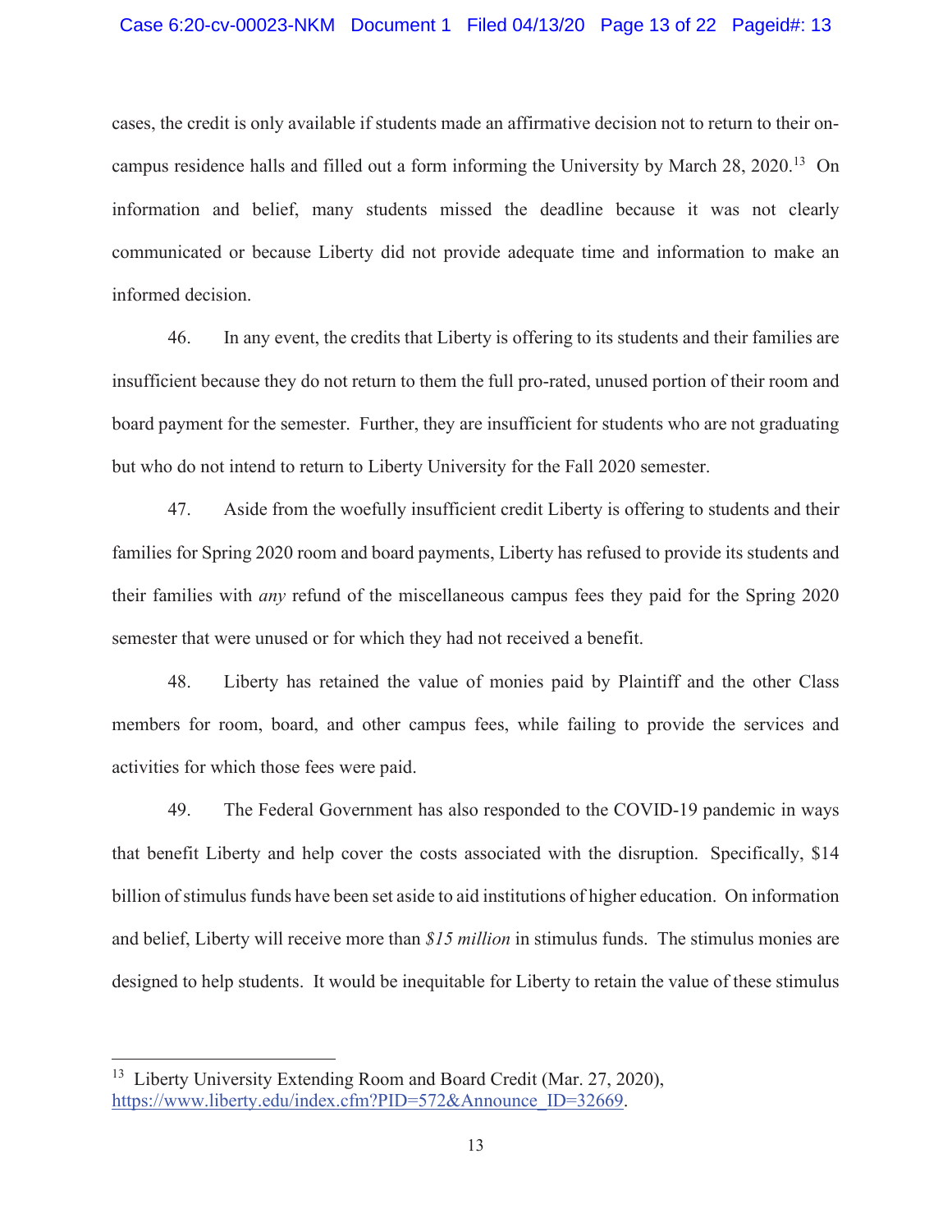cases, the credit is only available if students made an affirmative decision not to return to their on-campus residence halls and filled out a form informing the University by March 28, 2020.[13] On information and belief, many students missed the deadline because it was not clearly communicated or because Liberty did not provide adequate time and information to make an informed decision.

46. In any event, the credits that Liberty is offering to its students and their families are insufficient because they do not return to them the full pro-rated, unused portion of their room and board payment for the semester. Further, they are insufficient for students who are not graduating but who do not intend to return to Liberty University for the Fall 2020 semester.

47. Aside from the woefully insufficient credit Liberty is offering to students and their families for Spring 2020 room and board payments, Liberty has refused to provide its students and their families with *any* refund of the miscellaneous campus fees they paid for the Spring 2020 semester that were unused or for which they had not received a benefit.

48. Liberty has retained the value of monies paid by Plaintiff and the other Class members for room, board, and other campus fees, while failing to provide the services and activities for which those fees were paid.

49. The Federal Government has also responded to the COVID-19 pandemic in ways that benefit Liberty and help cover the costs associated with the disruption. Specifically, $14 billion of stimulus funds have been set aside to aid institutions of higher education. On information and belief, Liberty will receive more than *$15 million* in stimulus funds. The stimulus monies are designed to help students. It would be inequitable for Liberty to retain the value of these stimulus

---

[13] Liberty University Extending Room and Board Credit (Mar. 27, 2020), https://www.liberty.edu/index.cfm?PID=572&Announce_ID=32669.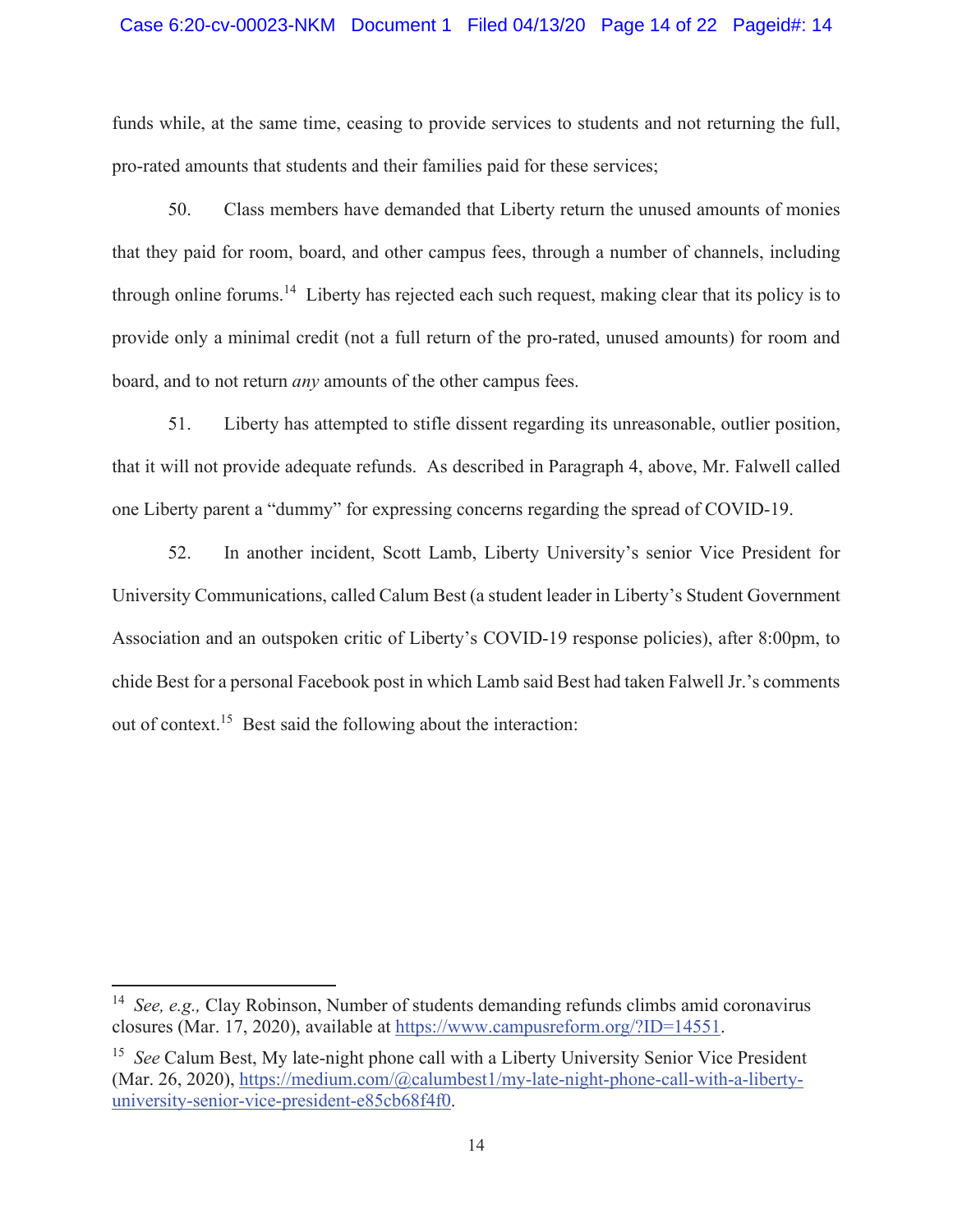funds while, at the same time, ceasing to provide services to students and not returning the full, pro-rated amounts that students and their families paid for these services;

50. Class members have demanded that Liberty return the unused amounts of monies that they paid for room, board, and other campus fees, through a number of channels, including through online forums.[14] Liberty has rejected each such request, making clear that its policy is to provide only a minimal credit (not a full return of the pro-rated, unused amounts) for room and board, and to not return *any* amounts of the other campus fees.

51. Liberty has attempted to stifle dissent regarding its unreasonable, outlier position, that it will not provide adequate refunds. As described in Paragraph 4, above, Mr. Falwell called one Liberty parent a "dummy" for expressing concerns regarding the spread of COVID-19.

52. In another incident, Scott Lamb, Liberty University's senior Vice President for University Communications, called Calum Best (a student leader in Liberty's Student Government Association and an outspoken critic of Liberty's COVID-19 response policies), after 8:00pm, to chide Best for a personal Facebook post in which Lamb said Best had taken Falwell Jr.'s comments out of context.[15] Best said the following about the interaction:

---

[14] *See, e.g.,* Clay Robinson, Number of students demanding refunds climbs amid coronavirus closures (Mar. 17, 2020), available at https://www.campusreform.org/?ID=14551.

[15] *See* Calum Best, My late-night phone call with a Liberty University Senior Vice President (Mar. 26, 2020), https://medium.com/@calumbest1/my-late-night-phone-call-with-a-liberty-university-senior-vice-president-e85cb68f4f0.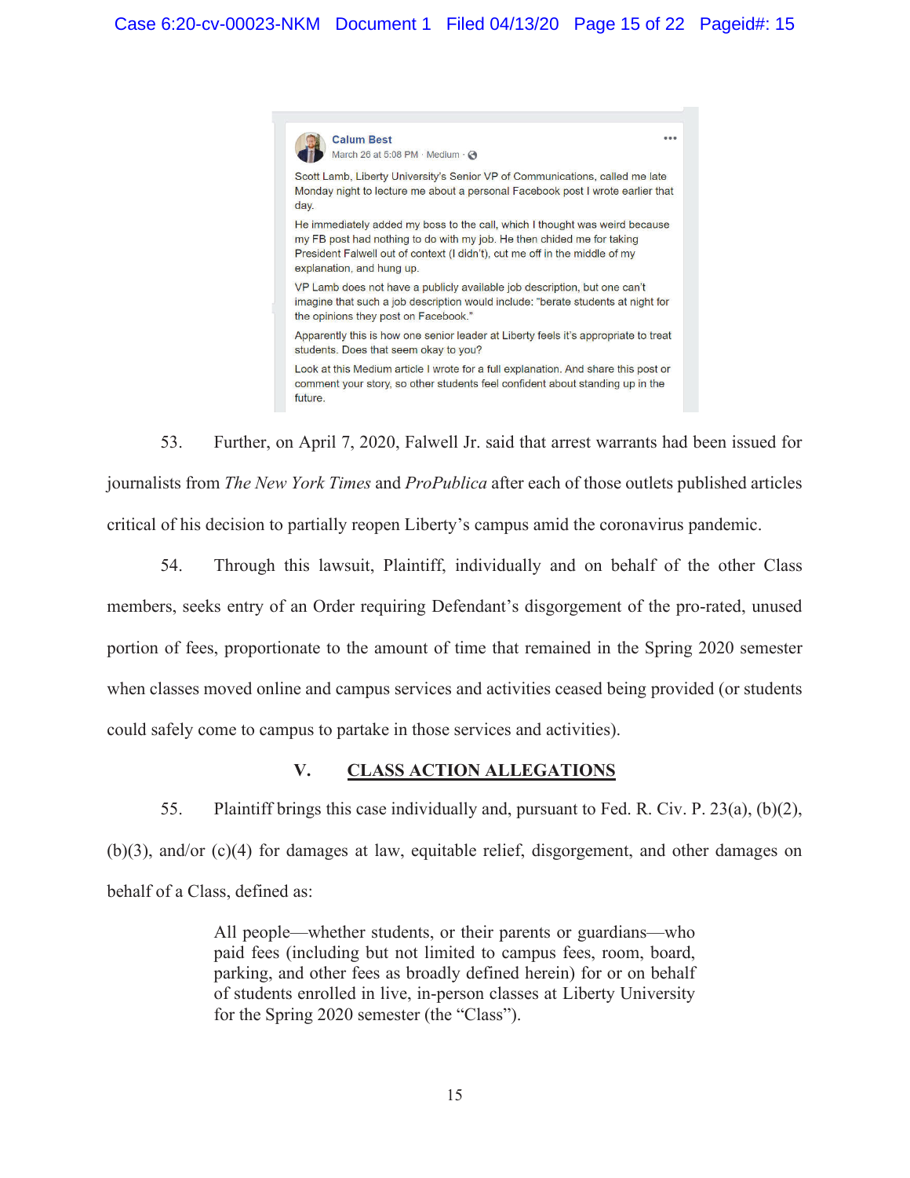Calum Best
March 26 at 5:08 PM · Medium ·

Scott Lamb, Liberty University's Senior VP of Communications, called me late Monday night to lecture me about a personal Facebook post I wrote earlier that day.

He immediately added my boss to the call, which I thought was weird because my FB post had nothing to do with my job. He then chided me for taking President Falwell out of context (I didn't), cut me off in the middle of my explanation, and hung up.

VP Lamb does not have a publicly available job description, but one can't imagine that such a job description would include: "berate students at night for the opinions they post on Facebook."

Apparently this is how one senior leader at Liberty feels it's appropriate to treat students. Does that seem okay to you?

Look at this Medium article I wrote for a full explanation. And share this post or comment your story, so other students feel confident about standing up in the future.

53. Further, on April 7, 2020, Falwell Jr. said that arrest warrants had been issued for journalists from *The New York Times* and *ProPublica* after each of those outlets published articles critical of his decision to partially reopen Liberty's campus amid the coronavirus pandemic.

54. Through this lawsuit, Plaintiff, individually and on behalf of the other Class members, seeks entry of an Order requiring Defendant's disgorgement of the pro-rated, unused portion of fees, proportionate to the amount of time that remained in the Spring 2020 semester when classes moved online and campus services and activities ceased being provided (or students could safely come to campus to partake in those services and activities).

## V. CLASS ACTION ALLEGATIONS

55. Plaintiff brings this case individually and, pursuant to Fed. R. Civ. P. 23(a), (b)(2), (b)(3), and/or (c)(4) for damages at law, equitable relief, disgorgement, and other damages on behalf of a Class, defined as:

> All people—whether students, or their parents or guardians—who paid fees (including but not limited to campus fees, room, board, parking, and other fees as broadly defined herein) for or on behalf of students enrolled in live, in-person classes at Liberty University for the Spring 2020 semester (the "Class").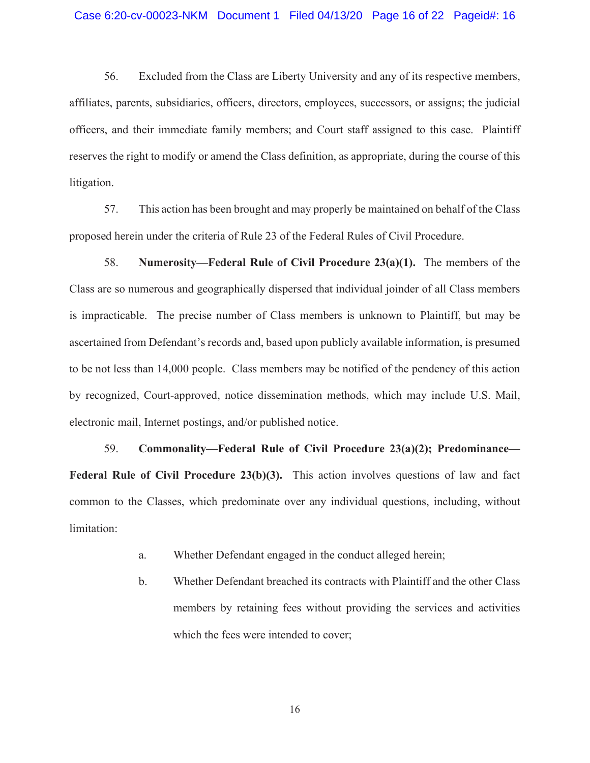56. Excluded from the Class are Liberty University and any of its respective members, affiliates, parents, subsidiaries, officers, directors, employees, successors, or assigns; the judicial officers, and their immediate family members; and Court staff assigned to this case. Plaintiff reserves the right to modify or amend the Class definition, as appropriate, during the course of this litigation.

57. This action has been brought and may properly be maintained on behalf of the Class proposed herein under the criteria of Rule 23 of the Federal Rules of Civil Procedure.

58. **Numerosity—Federal Rule of Civil Procedure 23(a)(1).** The members of the Class are so numerous and geographically dispersed that individual joinder of all Class members is impracticable. The precise number of Class members is unknown to Plaintiff, but may be ascertained from Defendant's records and, based upon publicly available information, is presumed to be not less than 14,000 people. Class members may be notified of the pendency of this action by recognized, Court-approved, notice dissemination methods, which may include U.S. Mail, electronic mail, Internet postings, and/or published notice.

59. **Commonality—Federal Rule of Civil Procedure 23(a)(2); Predominance—Federal Rule of Civil Procedure 23(b)(3).** This action involves questions of law and fact common to the Classes, which predominate over any individual questions, including, without limitation:

a. Whether Defendant engaged in the conduct alleged herein;

b. Whether Defendant breached its contracts with Plaintiff and the other Class members by retaining fees without providing the services and activities which the fees were intended to cover;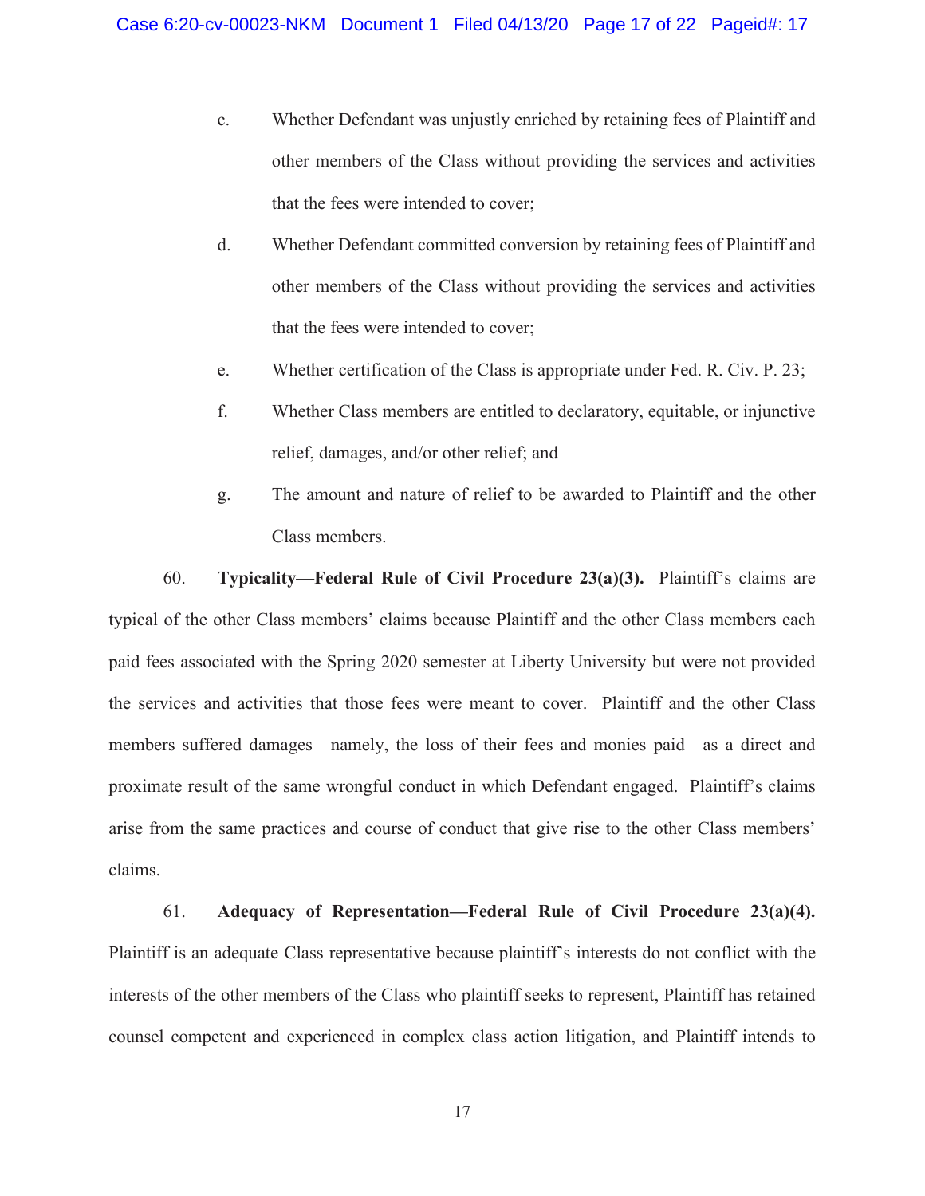c. Whether Defendant was unjustly enriched by retaining fees of Plaintiff and other members of the Class without providing the services and activities that the fees were intended to cover;

d. Whether Defendant committed conversion by retaining fees of Plaintiff and other members of the Class without providing the services and activities that the fees were intended to cover;

e. Whether certification of the Class is appropriate under Fed. R. Civ. P. 23;

f. Whether Class members are entitled to declaratory, equitable, or injunctive relief, damages, and/or other relief; and

g. The amount and nature of relief to be awarded to Plaintiff and the other Class members.

60. **Typicality—Federal Rule of Civil Procedure 23(a)(3).** Plaintiff's claims are typical of the other Class members' claims because Plaintiff and the other Class members each paid fees associated with the Spring 2020 semester at Liberty University but were not provided the services and activities that those fees were meant to cover. Plaintiff and the other Class members suffered damages—namely, the loss of their fees and monies paid—as a direct and proximate result of the same wrongful conduct in which Defendant engaged. Plaintiff's claims arise from the same practices and course of conduct that give rise to the other Class members' claims.

61. **Adequacy of Representation—Federal Rule of Civil Procedure 23(a)(4).** Plaintiff is an adequate Class representative because plaintiff's interests do not conflict with the interests of the other members of the Class who plaintiff seeks to represent, Plaintiff has retained counsel competent and experienced in complex class action litigation, and Plaintiff intends to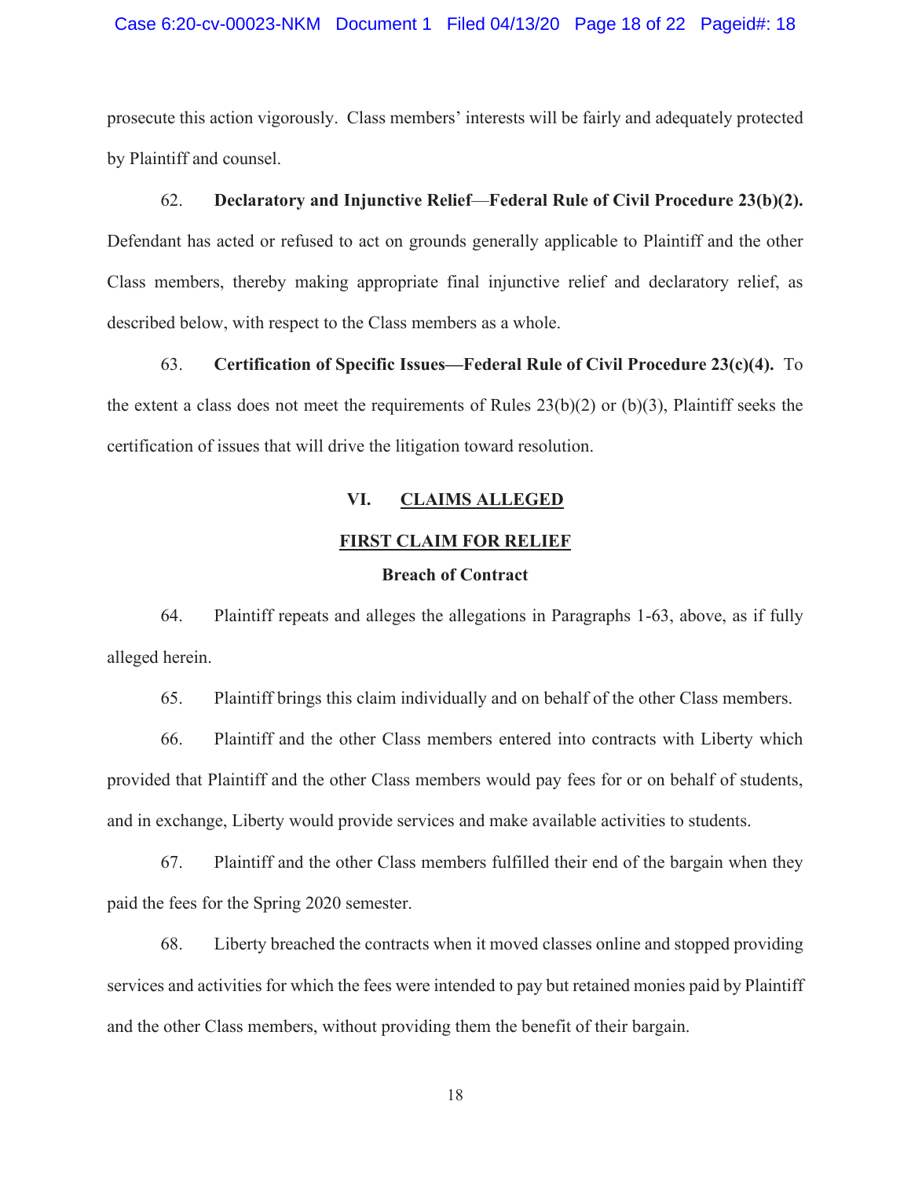prosecute this action vigorously. Class members' interests will be fairly and adequately protected by Plaintiff and counsel.

62. **Declaratory and Injunctive Relief—Federal Rule of Civil Procedure 23(b)(2).** Defendant has acted or refused to act on grounds generally applicable to Plaintiff and the other Class members, thereby making appropriate final injunctive relief and declaratory relief, as described below, with respect to the Class members as a whole.

63. **Certification of Specific Issues—Federal Rule of Civil Procedure 23(c)(4).** To the extent a class does not meet the requirements of Rules 23(b)(2) or (b)(3), Plaintiff seeks the certification of issues that will drive the litigation toward resolution.

## VI. CLAIMS ALLEGED

### FIRST CLAIM FOR RELIEF

**Breach of Contract**

64. Plaintiff repeats and alleges the allegations in Paragraphs 1-63, above, as if fully alleged herein.

65. Plaintiff brings this claim individually and on behalf of the other Class members.

66. Plaintiff and the other Class members entered into contracts with Liberty which provided that Plaintiff and the other Class members would pay fees for or on behalf of students, and in exchange, Liberty would provide services and make available activities to students.

67. Plaintiff and the other Class members fulfilled their end of the bargain when they paid the fees for the Spring 2020 semester.

68. Liberty breached the contracts when it moved classes online and stopped providing services and activities for which the fees were intended to pay but retained monies paid by Plaintiff and the other Class members, without providing them the benefit of their bargain.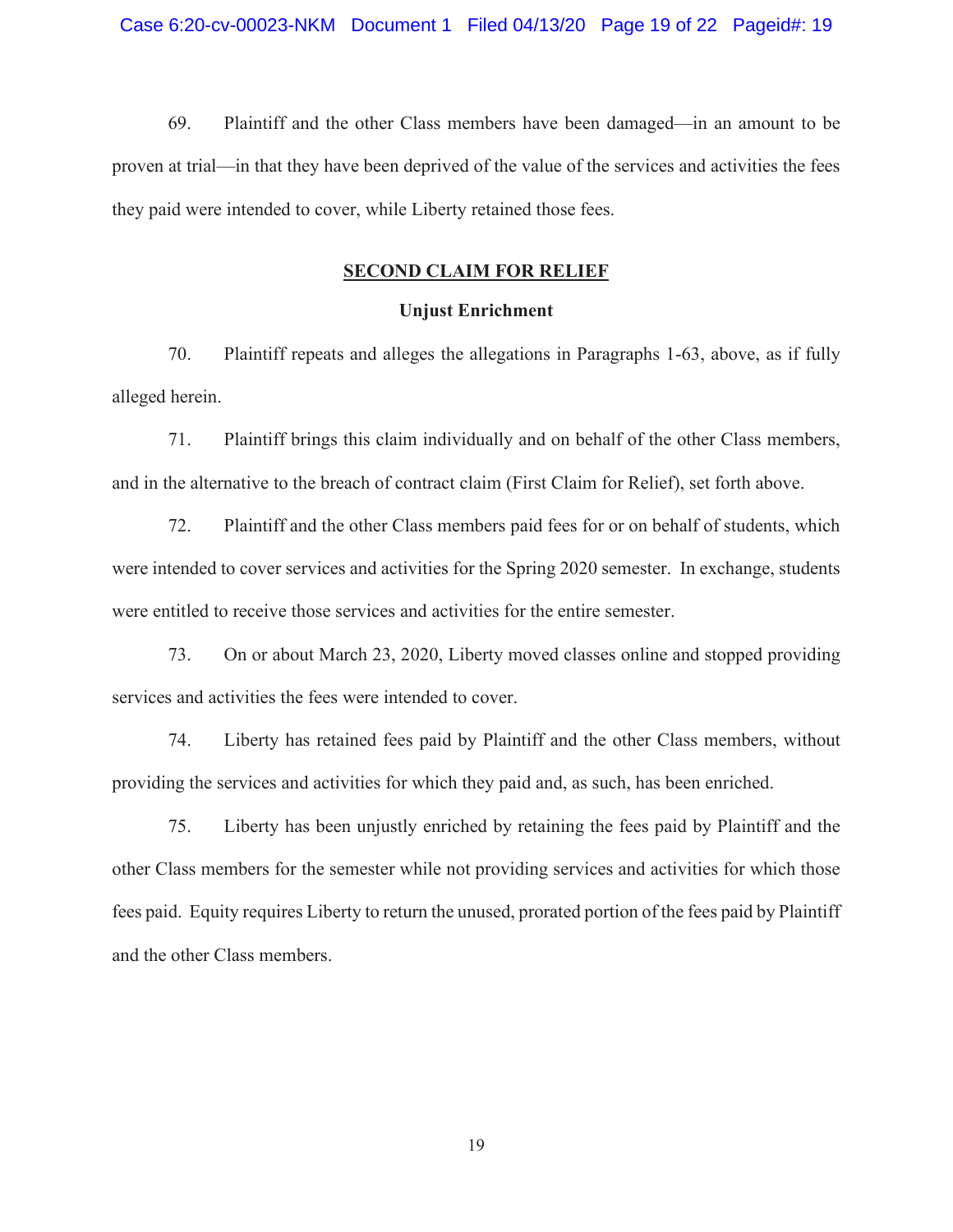69. Plaintiff and the other Class members have been damaged—in an amount to be proven at trial—in that they have been deprived of the value of the services and activities the fees they paid were intended to cover, while Liberty retained those fees.

## SECOND CLAIM FOR RELIEF

### Unjust Enrichment

70. Plaintiff repeats and alleges the allegations in Paragraphs 1-63, above, as if fully alleged herein.

71. Plaintiff brings this claim individually and on behalf of the other Class members, and in the alternative to the breach of contract claim (First Claim for Relief), set forth above.

72. Plaintiff and the other Class members paid fees for or on behalf of students, which were intended to cover services and activities for the Spring 2020 semester. In exchange, students were entitled to receive those services and activities for the entire semester.

73. On or about March 23, 2020, Liberty moved classes online and stopped providing services and activities the fees were intended to cover.

74. Liberty has retained fees paid by Plaintiff and the other Class members, without providing the services and activities for which they paid and, as such, has been enriched.

75. Liberty has been unjustly enriched by retaining the fees paid by Plaintiff and the other Class members for the semester while not providing services and activities for which those fees paid. Equity requires Liberty to return the unused, prorated portion of the fees paid by Plaintiff and the other Class members.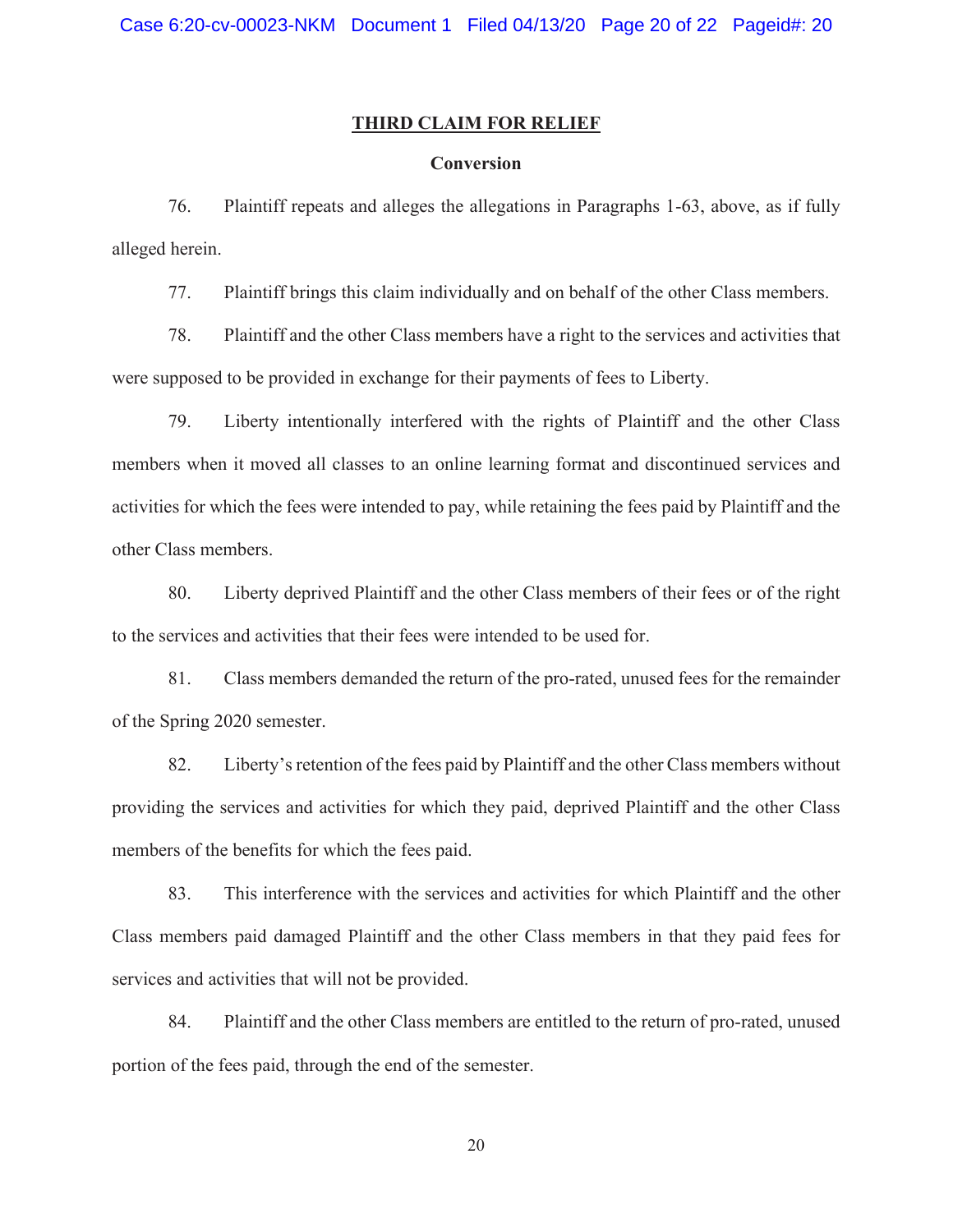## THIRD CLAIM FOR RELIEF

### Conversion

76. Plaintiff repeats and alleges the allegations in Paragraphs 1-63, above, as if fully alleged herein.

77. Plaintiff brings this claim individually and on behalf of the other Class members.

78. Plaintiff and the other Class members have a right to the services and activities that were supposed to be provided in exchange for their payments of fees to Liberty.

79. Liberty intentionally interfered with the rights of Plaintiff and the other Class members when it moved all classes to an online learning format and discontinued services and activities for which the fees were intended to pay, while retaining the fees paid by Plaintiff and the other Class members.

80. Liberty deprived Plaintiff and the other Class members of their fees or of the right to the services and activities that their fees were intended to be used for.

81. Class members demanded the return of the pro-rated, unused fees for the remainder of the Spring 2020 semester.

82. Liberty's retention of the fees paid by Plaintiff and the other Class members without providing the services and activities for which they paid, deprived Plaintiff and the other Class members of the benefits for which the fees paid.

83. This interference with the services and activities for which Plaintiff and the other Class members paid damaged Plaintiff and the other Class members in that they paid fees for services and activities that will not be provided.

84. Plaintiff and the other Class members are entitled to the return of pro-rated, unused portion of the fees paid, through the end of the semester.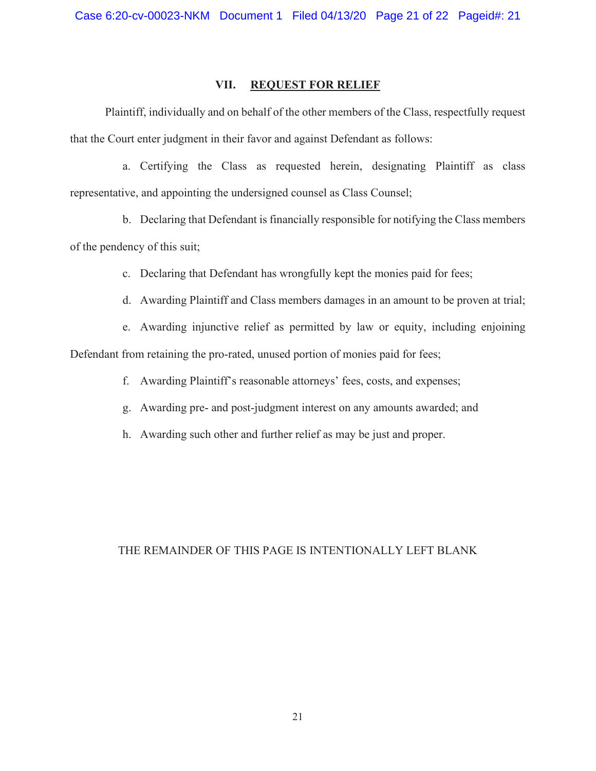## VII. REQUEST FOR RELIEF

Plaintiff, individually and on behalf of the other members of the Class, respectfully request that the Court enter judgment in their favor and against Defendant as follows:

a. Certifying the Class as requested herein, designating Plaintiff as class representative, and appointing the undersigned counsel as Class Counsel;

b. Declaring that Defendant is financially responsible for notifying the Class members of the pendency of this suit;

c. Declaring that Defendant has wrongfully kept the monies paid for fees;

d. Awarding Plaintiff and Class members damages in an amount to be proven at trial;

e. Awarding injunctive relief as permitted by law or equity, including enjoining Defendant from retaining the pro-rated, unused portion of monies paid for fees;

f. Awarding Plaintiff's reasonable attorneys' fees, costs, and expenses;

g. Awarding pre- and post-judgment interest on any amounts awarded; and

h. Awarding such other and further relief as may be just and proper.

THE REMAINDER OF THIS PAGE IS INTENTIONALLY LEFT BLANK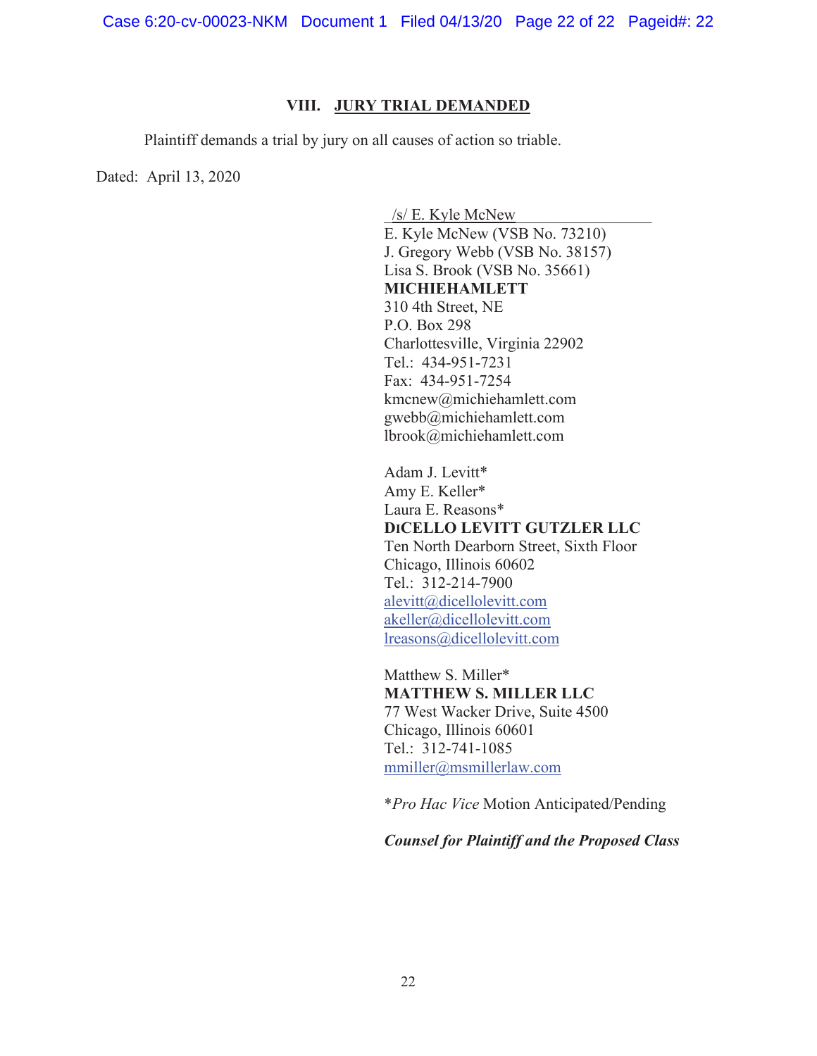## VIII. JURY TRIAL DEMANDED

Plaintiff demands a trial by jury on all causes of action so triable.

Dated: April 13, 2020

/s/ E. Kyle McNew
E. Kyle McNew (VSB No. 73210)
J. Gregory Webb (VSB No. 38157)
Lisa S. Brook (VSB No. 35661)
**MICHIEHAMLETT**
310 4th Street, NE
P.O. Box 298
Charlottesville, Virginia 22902
Tel.: 434-951-7231
Fax: 434-951-7254
kmcnew@michiehamlett.com
gwebb@michiehamlett.com
lbrook@michiehamlett.com

Adam J. Levitt*
Amy E. Keller*
Laura E. Reasons*
**DICELLO LEVITT GUTZLER LLC**
Ten North Dearborn Street, Sixth Floor
Chicago, Illinois 60602
Tel.: 312-214-7900
alevitt@dicellolevitt.com
akeller@dicellolevitt.com
lreasons@dicellolevitt.com

Matthew S. Miller*
**MATTHEW S. MILLER LLC**
77 West Wacker Drive, Suite 4500
Chicago, Illinois 60601
Tel.: 312-741-1085
mmiller@msmillerlaw.com

**Pro Hac Vice* Motion Anticipated/Pending

***Counsel for Plaintiff and the Proposed Class***